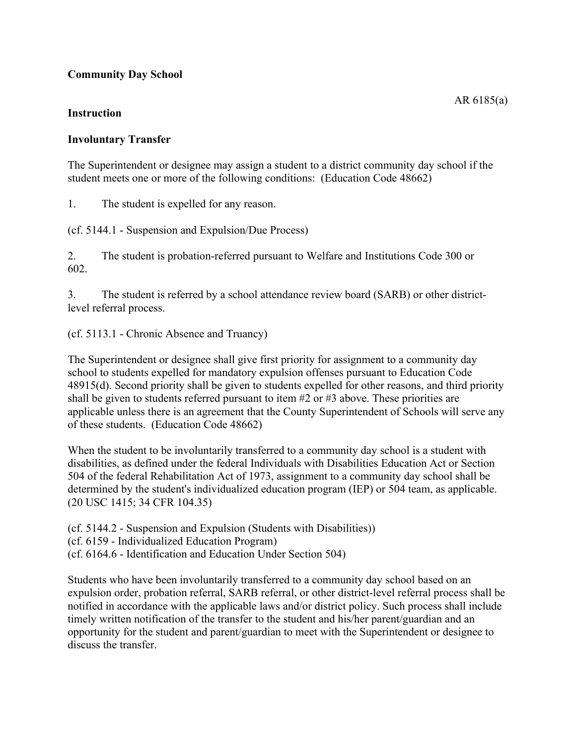**Community Day School**

AR 6185(a)

**Instruction**

**Involuntary Transfer**

The Superintendent or designee may assign a student to a district community day school if the student meets one or more of the following conditions: (Education Code 48662)

1. The student is expelled for any reason.

(cf. 5144.1 - Suspension and Expulsion/Due Process)

2. The student is probation-referred pursuant to Welfare and Institutions Code 300 or 602.

3. The student is referred by a school attendance review board (SARB) or other district-level referral process.

(cf. 5113.1 - Chronic Absence and Truancy)

The Superintendent or designee shall give first priority for assignment to a community day school to students expelled for mandatory expulsion offenses pursuant to Education Code 48915(d). Second priority shall be given to students expelled for other reasons, and third priority shall be given to students referred pursuant to item #2 or #3 above. These priorities are applicable unless there is an agreement that the County Superintendent of Schools will serve any of these students. (Education Code 48662)

When the student to be involuntarily transferred to a community day school is a student with disabilities, as defined under the federal Individuals with Disabilities Education Act or Section 504 of the federal Rehabilitation Act of 1973, assignment to a community day school shall be determined by the student's individualized education program (IEP) or 504 team, as applicable. (20 USC 1415; 34 CFR 104.35)

(cf. 5144.2 - Suspension and Expulsion (Students with Disabilities))
(cf. 6159 - Individualized Education Program)
(cf. 6164.6 - Identification and Education Under Section 504)

Students who have been involuntarily transferred to a community day school based on an expulsion order, probation referral, SARB referral, or other district-level referral process shall be notified in accordance with the applicable laws and/or district policy. Such process shall include timely written notification of the transfer to the student and his/her parent/guardian and an opportunity for the student and parent/guardian to meet with the Superintendent or designee to discuss the transfer.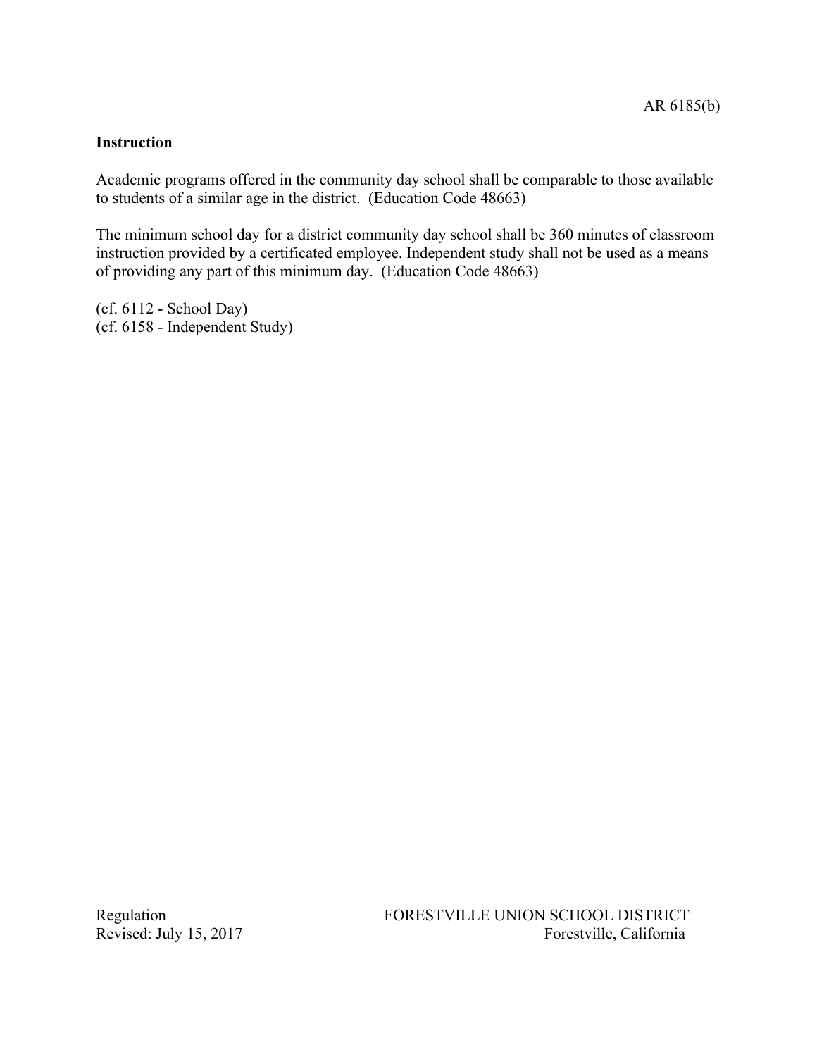**Instruction**

Academic programs offered in the community day school shall be comparable to those available to students of a similar age in the district. (Education Code 48663)

The minimum school day for a district community day school shall be 360 minutes of classroom instruction provided by a certificated employee. Independent study shall not be used as a means of providing any part of this minimum day. (Education Code 48663)

(cf. 6112 - School Day)
(cf. 6158 - Independent Study)

Regulation
Revised: July 15, 2017

FORESTVILLE UNION SCHOOL DISTRICT
Forestville, California